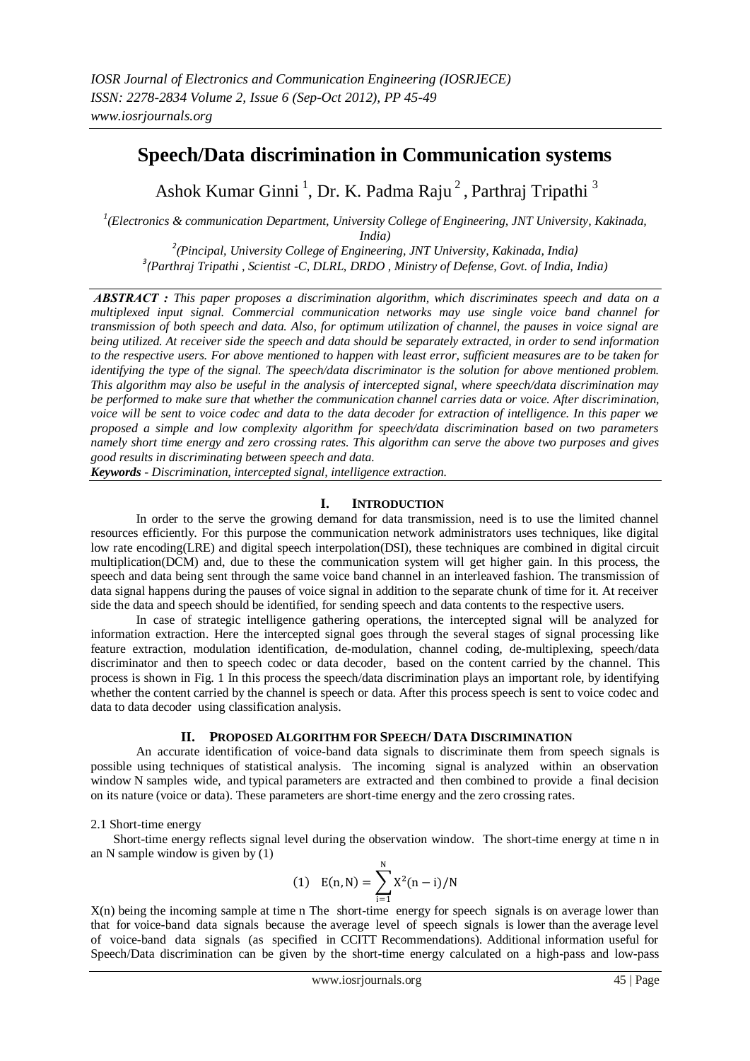# Speech/Data discrimination in Communication systems

Ashok Kumar Ginni [1], Dr. K. Padma Raju [2], Parthraj Tripathi [3]

[1](Electronics & communication Department, University College of Engineering, JNT University, Kakinada, India)

[2](Pincipal, University College of Engineering, JNT University, Kakinada, India)

[3](Parthraj Tripathi , Scientist -C, DLRL, DRDO , Ministry of Defense, Govt. of India, India)

***ABSTRACT :*** *This paper proposes a discrimination algorithm, which discriminates speech and data on a multiplexed input signal. Commercial communication networks may use single voice band channel for transmission of both speech and data. Also, for optimum utilization of channel, the pauses in voice signal are being utilized. At receiver side the speech and data should be separately extracted, in order to send information to the respective users. For above mentioned to happen with least error, sufficient measures are to be taken for identifying the type of the signal. The speech/data discriminator is the solution for above mentioned problem. This algorithm may also be useful in the analysis of intercepted signal, where speech/data discrimination may be performed to make sure that whether the communication channel carries data or voice. After discrimination, voice will be sent to voice codec and data to the data decoder for extraction of intelligence. In this paper we proposed a simple and low complexity algorithm for speech/data discrimination based on two parameters namely short time energy and zero crossing rates. This algorithm can serve the above two purposes and gives good results in discriminating between speech and data.*

***Keywords*** *- Discrimination, intercepted signal, intelligence extraction.*

## I. INTRODUCTION

In order to the serve the growing demand for data transmission, need is to use the limited channel resources efficiently. For this purpose the communication network administrators uses techniques, like digital low rate encoding(LRE) and digital speech interpolation(DSI), these techniques are combined in digital circuit multiplication(DCM) and, due to these the communication system will get higher gain. In this process, the speech and data being sent through the same voice band channel in an interleaved fashion. The transmission of data signal happens during the pauses of voice signal in addition to the separate chunk of time for it. At receiver side the data and speech should be identified, for sending speech and data contents to the respective users.

In case of strategic intelligence gathering operations, the intercepted signal will be analyzed for information extraction. Here the intercepted signal goes through the several stages of signal processing like feature extraction, modulation identification, de-modulation, channel coding, de-multiplexing, speech/data discriminator and then to speech codec or data decoder, based on the content carried by the channel. This process is shown in Fig. 1 In this process the speech/data discrimination plays an important role, by identifying whether the content carried by the channel is speech or data. After this process speech is sent to voice codec and data to data decoder using classification analysis.

## II. PROPOSED ALGORITHM FOR SPEECH/ DATA DISCRIMINATION

An accurate identification of voice-band data signals to discriminate them from speech signals is possible using techniques of statistical analysis. The incoming signal is analyzed within an observation window N samples wide, and typical parameters are extracted and then combined to provide a final decision on its nature (voice or data). These parameters are short-time energy and the zero crossing rates.

2.1 Short-time energy

Short-time energy reflects signal level during the observation window. The short-time energy at time n in an N sample window is given by (1)

$$(1) \quad E(n,N) = \sum_{i=1}^{N} X^2(n-i)/N$$

X(n) being the incoming sample at time n The short-time energy for speech signals is on average lower than that for voice-band data signals because the average level of speech signals is lower than the average level of voice-band data signals (as specified in CCITT Recommendations). Additional information useful for Speech/Data discrimination can be given by the short-time energy calculated on a high-pass and low-pass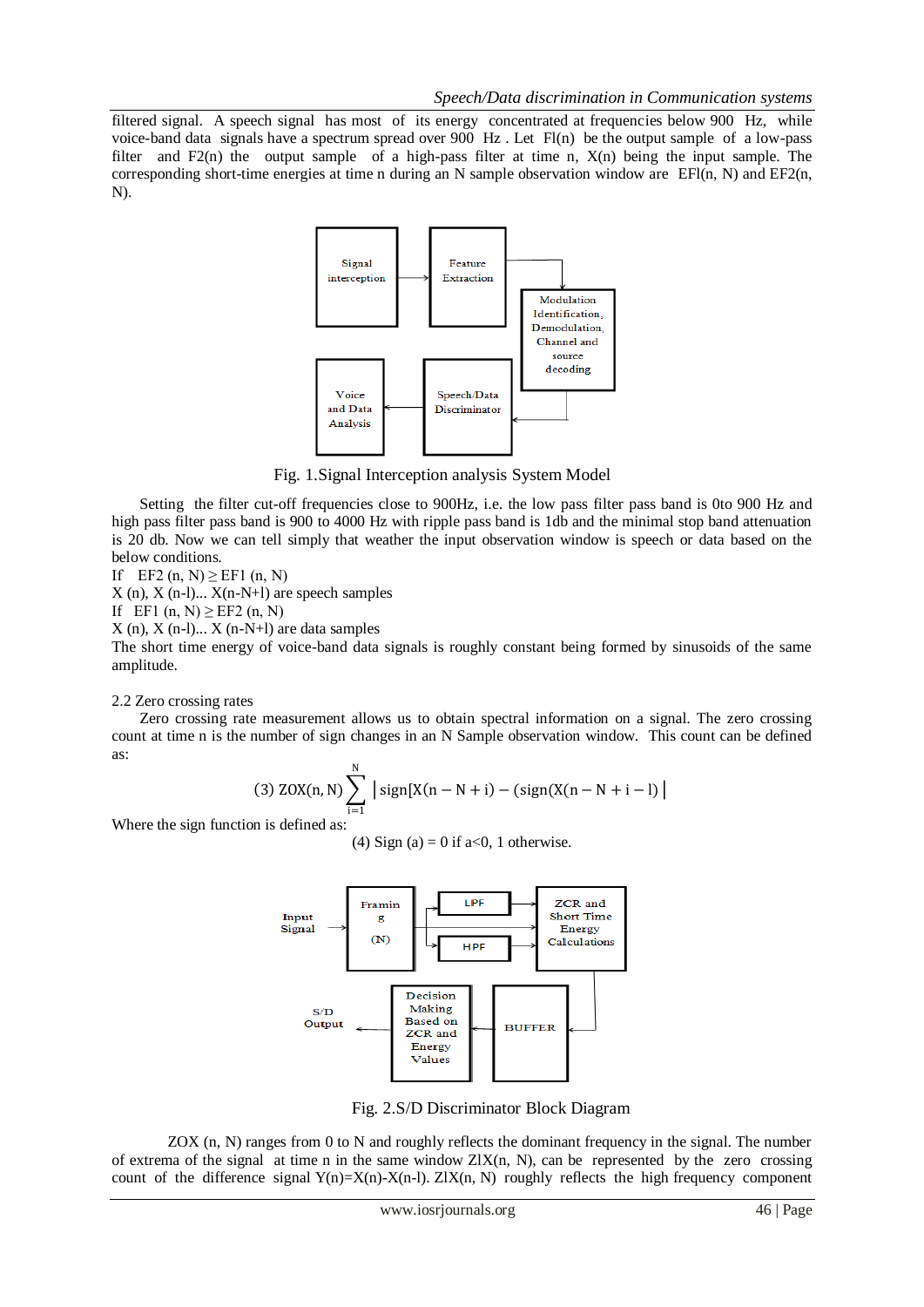filtered signal. A speech signal has most of its energy concentrated at frequencies below 900 Hz, while voice-band data signals have a spectrum spread over 900 Hz . Let Fl(n) be the output sample of a low-pass filter and F2(n) the output sample of a high-pass filter at time n, X(n) being the input sample. The corresponding short-time energies at time n during an N sample observation window are EFl(n, N) and EF2(n, N).

Fig. 1.Signal Interception analysis System Model

Setting the filter cut-off frequencies close to 900Hz, i.e. the low pass filter pass band is 0to 900 Hz and high pass filter pass band is 900 to 4000 Hz with ripple pass band is 1db and the minimal stop band attenuation is 20 db. Now we can tell simply that weather the input observation window is speech or data based on the below conditions.

If EF2 (n, N) ≥ EF1 (n, N)

X (n), X (n-l)... X(n-N+l) are speech samples

If EF1 (n, N) ≥ EF2 (n, N)

X (n), X (n-l)... X (n-N+l) are data samples

The short time energy of voice-band data signals is roughly constant being formed by sinusoids of the same amplitude.

2.2 Zero crossing rates

Zero crossing rate measurement allows us to obtain spectral information on a signal. The zero crossing count at time n is the number of sign changes in an N Sample observation window. This count can be defined as:

$$(3)\ \mathrm{ZOX(n, N)} \sum_{i=1}^{N} \left| \mathrm{sign[X(n-N+i)} - (\mathrm{sign(X(n-N+i-l)}\right|$$

Where the sign function is defined as:

(4) Sign (a) = 0 if a<0, 1 otherwise.

Fig. 2.S/D Discriminator Block Diagram

ZOX (n, N) ranges from 0 to N and roughly reflects the dominant frequency in the signal. The number of extrema of the signal at time n in the same window ZlX(n, N), can be represented by the zero crossing count of the difference signal Y(n)=X(n)-X(n-l). ZlX(n, N) roughly reflects the high frequency component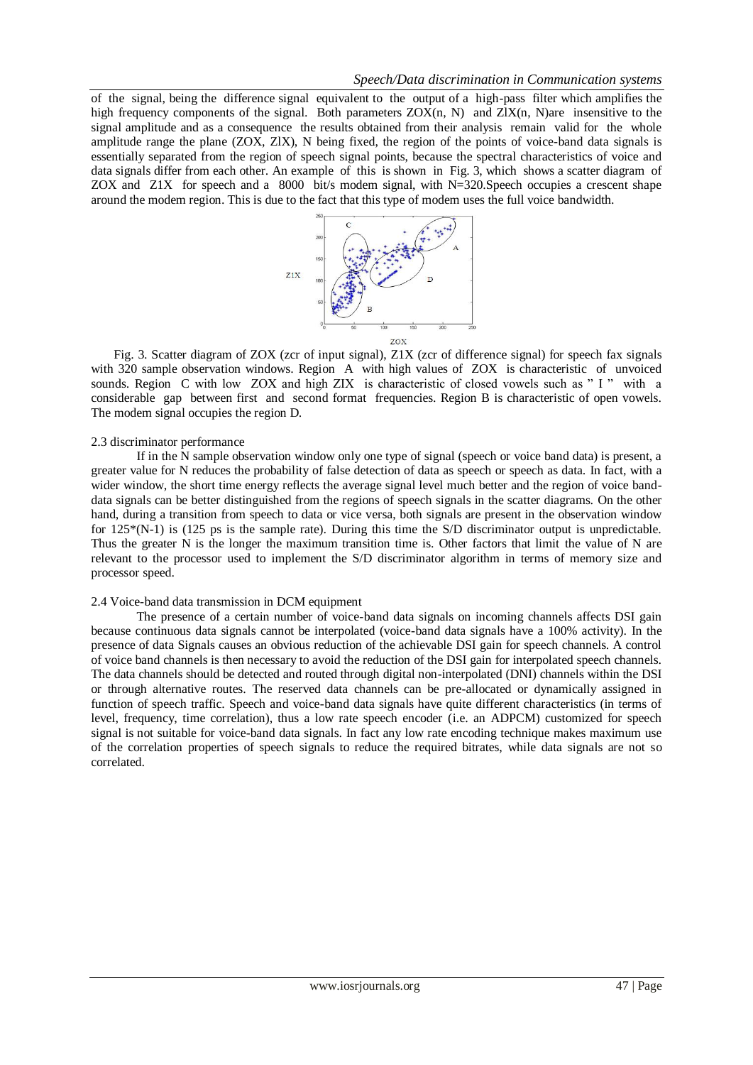of the signal, being the difference signal equivalent to the output of a high-pass filter which amplifies the high frequency components of the signal. Both parameters $ZOX(n, N)$ and $ZlX(n, N)$are insensitive to the signal amplitude and as a consequence the results obtained from their analysis remain valid for the whole amplitude range the plane (ZOX, ZlX), N being fixed, the region of the points of voice-band data signals is essentially separated from the region of speech signal points, because the spectral characteristics of voice and data signals differ from each other. An example of this is shown in Fig. 3, which shows a scatter diagram of ZOX and Z1X for speech and a 8000 bit/s modem signal, with N=320.Speech occupies a crescent shape around the modem region. This is due to the fact that this type of modem uses the full voice bandwidth.

Fig. 3. Scatter diagram of ZOX (zcr of input signal), Z1X (zcr of difference signal) for speech fax signals with 320 sample observation windows. Region A with high values of ZOX is characteristic of unvoiced sounds. Region C with low ZOX and high ZIX is characteristic of closed vowels such as " I " with a considerable gap between first and second format frequencies. Region B is characteristic of open vowels. The modem signal occupies the region D.

### 2.3 discriminator performance

If in the N sample observation window only one type of signal (speech or voice band data) is present, a greater value for N reduces the probability of false detection of data as speech or speech as data. In fact, with a wider window, the short time energy reflects the average signal level much better and the region of voice band-data signals can be better distinguished from the regions of speech signals in the scatter diagrams. On the other hand, during a transition from speech to data or vice versa, both signals are present in the observation window for 125*(N-1) is (125 ps is the sample rate). During this time the S/D discriminator output is unpredictable. Thus the greater N is the longer the maximum transition time is. Other factors that limit the value of N are relevant to the processor used to implement the S/D discriminator algorithm in terms of memory size and processor speed.

### 2.4 Voice-band data transmission in DCM equipment

The presence of a certain number of voice-band data signals on incoming channels affects DSI gain because continuous data signals cannot be interpolated (voice-band data signals have a 100% activity). In the presence of data Signals causes an obvious reduction of the achievable DSI gain for speech channels. A control of voice band channels is then necessary to avoid the reduction of the DSI gain for interpolated speech channels. The data channels should be detected and routed through digital non-interpolated (DNI) channels within the DSI or through alternative routes. The reserved data channels can be pre-allocated or dynamically assigned in function of speech traffic. Speech and voice-band data signals have quite different characteristics (in terms of level, frequency, time correlation), thus a low rate speech encoder (i.e. an ADPCM) customized for speech signal is not suitable for voice-band data signals. In fact any low rate encoding technique makes maximum use of the correlation properties of speech signals to reduce the required bitrates, while data signals are not so correlated.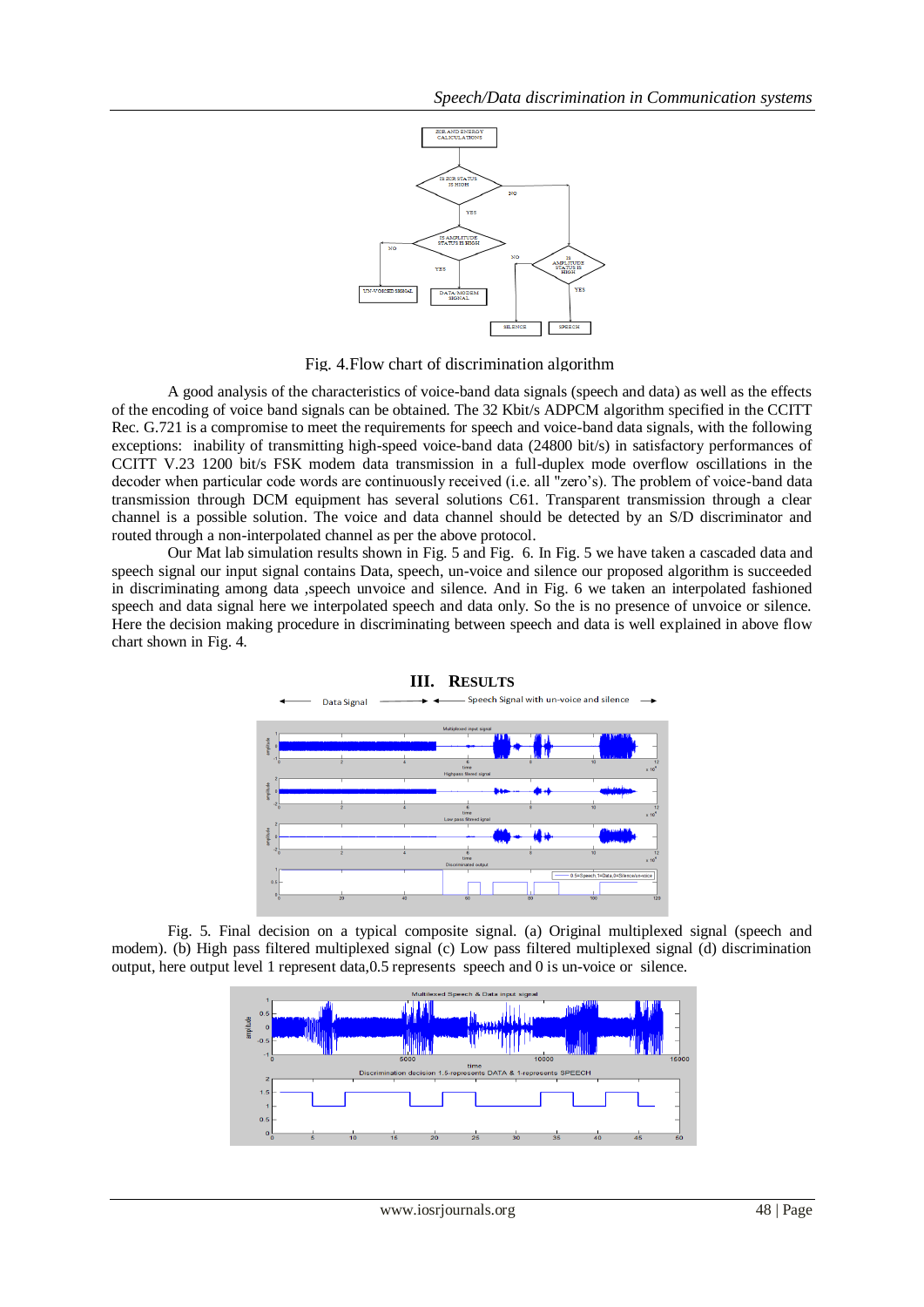Fig. 4.Flow chart of discrimination algorithm

A good analysis of the characteristics of voice-band data signals (speech and data) as well as the effects of the encoding of voice band signals can be obtained. The 32 Kbit/s ADPCM algorithm specified in the CCITT Rec. G.721 is a compromise to meet the requirements for speech and voice-band data signals, with the following exceptions: inability of transmitting high-speed voice-band data (24800 bit/s) in satisfactory performances of CCITT V.23 1200 bit/s FSK modem data transmission in a full-duplex mode overflow oscillations in the decoder when particular code words are continuously received (i.e. all "zero's). The problem of voice-band data transmission through DCM equipment has several solutions C61. Transparent transmission through a clear channel is a possible solution. The voice and data channel should be detected by an S/D discriminator and routed through a non-interpolated channel as per the above protocol.

Our Mat lab simulation results shown in Fig. 5 and Fig. 6. In Fig. 5 we have taken a cascaded data and speech signal our input signal contains Data, speech, un-voice and silence our proposed algorithm is succeeded in discriminating among data ,speech unvoice and silence. And in Fig. 6 we taken an interpolated fashioned speech and data signal here we interpolated speech and data only. So the is no presence of unvoice or silence. Here the decision making procedure in discriminating between speech and data is well explained in above flow chart shown in Fig. 4.

## III. RESULTS

Fig. 5. Final decision on a typical composite signal. (a) Original multiplexed signal (speech and modem). (b) High pass filtered multiplexed signal (c) Low pass filtered multiplexed signal (d) discrimination output, here output level 1 represent data,0.5 represents speech and 0 is un-voice or silence.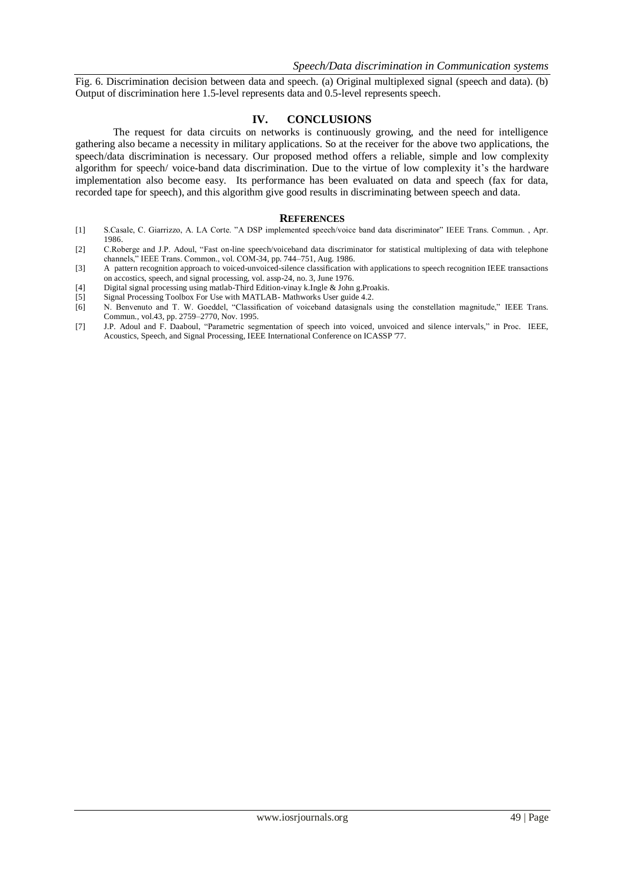Fig. 6. Discrimination decision between data and speech. (a) Original multiplexed signal (speech and data). (b) Output of discrimination here 1.5-level represents data and 0.5-level represents speech.

## IV. CONCLUSIONS

The request for data circuits on networks is continuously growing, and the need for intelligence gathering also became a necessity in military applications. So at the receiver for the above two applications, the speech/data discrimination is necessary. Our proposed method offers a reliable, simple and low complexity algorithm for speech/ voice-band data discrimination. Due to the virtue of low complexity it's the hardware implementation also become easy. Its performance has been evaluated on data and speech (fax for data, recorded tape for speech), and this algorithm give good results in discriminating between speech and data.

## REFERENCES

[1] S.Casale, C. Giarrizzo, A. LA Corte. "A DSP implemented speech/voice band data discriminator" IEEE Trans. Commun. , Apr. 1986.

[2] C.Roberge and J.P. Adoul, "Fast on-line speech/voiceband data discriminator for statistical multiplexing of data with telephone channels," IEEE Trans. Common., vol. COM-34, pp. 744–751, Aug. 1986.

[3] A pattern recognition approach to voiced-unvoiced-silence classification with applications to speech recognition IEEE transactions on accostics, speech, and signal processing, vol. assp-24, no. 3, June 1976.

[4] Digital signal processing using matlab-Third Edition-vinay k.Ingle & John g.Proakis.

[5] Signal Processing Toolbox For Use with MATLAB- Mathworks User guide 4.2.

[6] N. Benvenuto and T. W. Goeddel, "Classification of voiceband datasignals using the constellation magnitude," IEEE Trans. Commun., vol.43, pp. 2759–2770, Nov. 1995.

[7] J.P. Adoul and F. Daaboul, "Parametric segmentation of speech into voiced, unvoiced and silence intervals," in Proc. IEEE, Acoustics, Speech, and Signal Processing, IEEE International Conference on ICASSP '77.